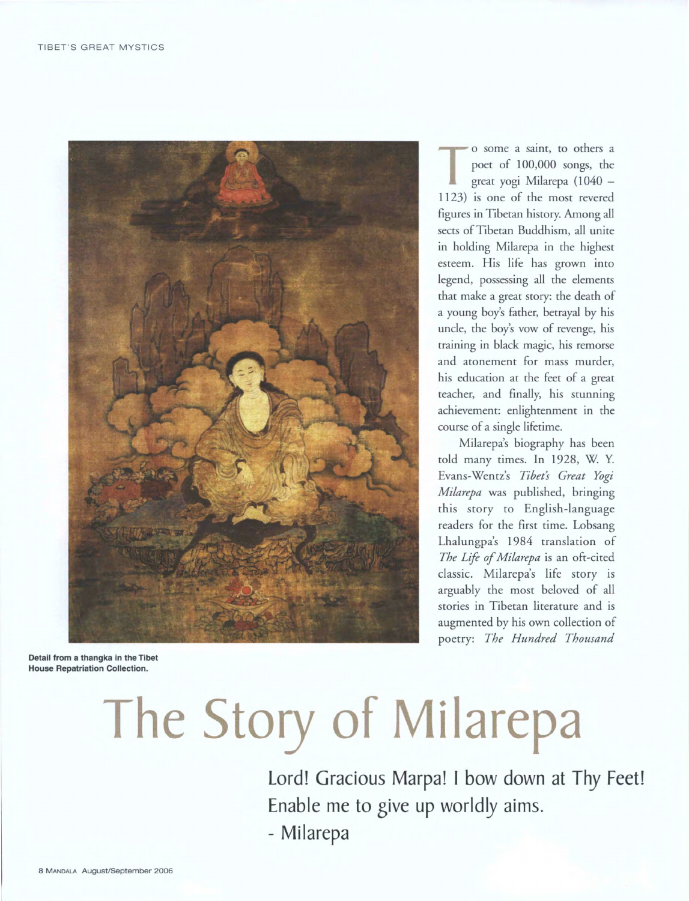# The Story of Milarepa

Lord! Gracious Marpa! I bow down at Thy Feet!
Enable me to give up worldly aims.
- Milarepa

Detail from a thangka in the Tibet House Repatriation Collection.

To some a saint, to others a poet of 100,000 songs, the great yogi Milarepa (1040 – 1123) is one of the most revered figures in Tibetan history. Among all sects of Tibetan Buddhism, all unite in holding Milarepa in the highest esteem. His life has grown into legend, possessing all the elements that make a great story: the death of a young boy's father, betrayal by his uncle, the boy's vow of revenge, his training in black magic, his remorse and atonement for mass murder, his education at the feet of a great teacher, and finally, his stunning achievement: enlightenment in the course of a single lifetime.

Milarepa's biography has been told many times. In 1928, W. Y. Evans-Wentz's *Tibet's Great Yogi Milarepa* was published, bringing this story to English-language readers for the first time. Lobsang Lhalungpa's 1984 translation of *The Life of Milarepa* is an oft-cited classic. Milarepa's life story is arguably the most beloved of all stories in Tibetan literature and is augmented by his own collection of poetry: *The Hundred Thousand*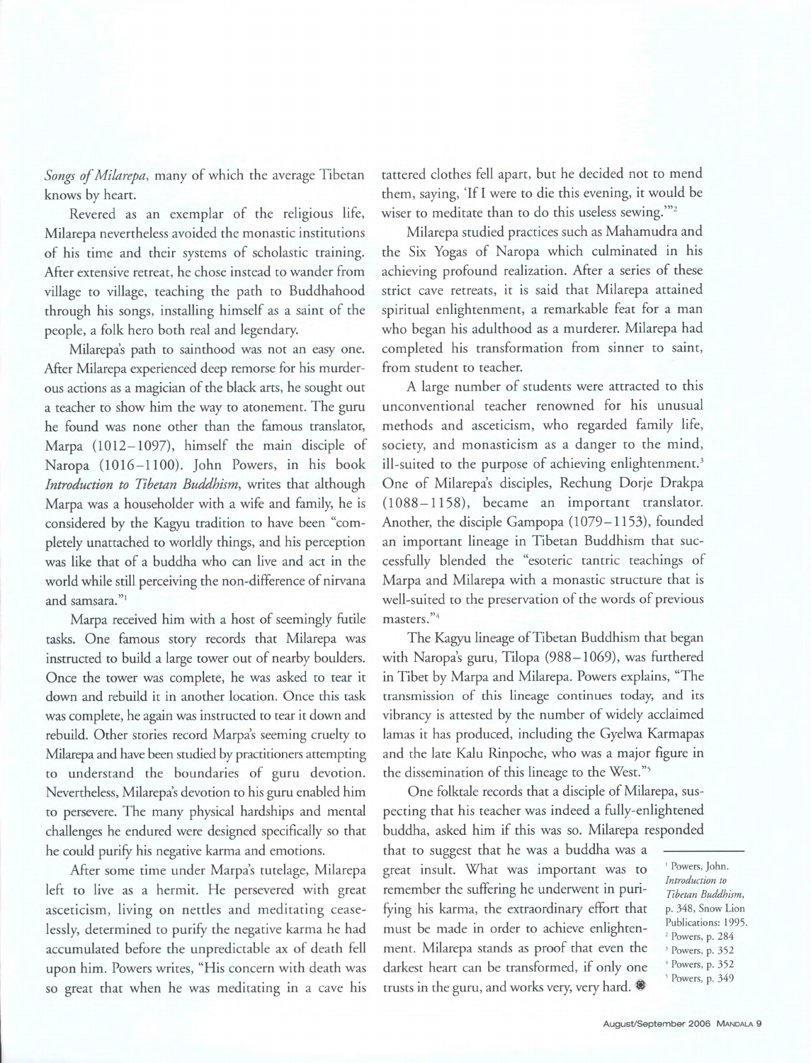*Songs of Milarepa*, many of which the average Tibetan knows by heart.

Revered as an exemplar of the religious life, Milarepa nevertheless avoided the monastic institutions of his time and their systems of scholastic training. After extensive retreat, he chose instead to wander from village to village, teaching the path to Buddhahood through his songs, installing himself as a saint of the people, a folk hero both real and legendary.

Milarepa's path to sainthood was not an easy one. After Milarepa experienced deep remorse for his murderous actions as a magician of the black arts, he sought out a teacher to show him the way to atonement. The guru he found was none other than the famous translator, Marpa (1012–1097), himself the main disciple of Naropa (1016–1100). John Powers, in his book *Introduction to Tibetan Buddhism*, writes that although Marpa was a householder with a wife and family, he is considered by the Kagyu tradition to have been "completely unattached to worldly things, and his perception was like that of a buddha who can live and act in the world while still perceiving the non-difference of nirvana and samsara."[1]

Marpa received him with a host of seemingly futile tasks. One famous story records that Milarepa was instructed to build a large tower out of nearby boulders. Once the tower was complete, he was asked to tear it down and rebuild it in another location. Once this task was complete, he again was instructed to tear it down and rebuild. Other stories record Marpa's seeming cruelty to Milarepa and have been studied by practitioners attempting to understand the boundaries of guru devotion. Nevertheless, Milarepa's devotion to his guru enabled him to persevere. The many physical hardships and mental challenges he endured were designed specifically so that he could purify his negative karma and emotions.

After some time under Marpa's tutelage, Milarepa left to live as a hermit. He persevered with great asceticism, living on nettles and meditating ceaselessly, determined to purify the negative karma he had accumulated before the unpredictable ax of death fell upon him. Powers writes, "His concern with death was so great that when he was meditating in a cave his tattered clothes fell apart, but he decided not to mend them, saying, 'If I were to die this evening, it would be wiser to meditate than to do this useless sewing.'"[2]

Milarepa studied practices such as Mahamudra and the Six Yogas of Naropa which culminated in his achieving profound realization. After a series of these strict cave retreats, it is said that Milarepa attained spiritual enlightenment, a remarkable feat for a man who began his adulthood as a murderer. Milarepa had completed his transformation from sinner to saint, from student to teacher.

A large number of students were attracted to this unconventional teacher renowned for his unusual methods and asceticism, who regarded family life, society, and monasticism as a danger to the mind, ill-suited to the purpose of achieving enlightenment.[3] One of Milarepa's disciples, Rechung Dorje Drakpa (1088–1158), became an important translator. Another, the disciple Gampopa (1079–1153), founded an important lineage in Tibetan Buddhism that successfully blended the "esoteric tantric teachings of Marpa and Milarepa with a monastic structure that is well-suited to the preservation of the words of previous masters."[4]

The Kagyu lineage of Tibetan Buddhism that began with Naropa's guru, Tilopa (988–1069), was furthered in Tibet by Marpa and Milarepa. Powers explains, "The transmission of this lineage continues today, and its vibrancy is attested by the number of widely acclaimed lamas it has produced, including the Gyelwa Karmapas and the late Kalu Rinpoche, who was a major figure in the dissemination of this lineage to the West."[5]

One folktale records that a disciple of Milarepa, suspecting that his teacher was indeed a fully-enlightened buddha, asked him if this was so. Milarepa responded that to suggest that he was a buddha was a great insult. What was important was to remember the suffering he underwent in purifying his karma, the extraordinary effort that must be made in order to achieve enlightenment. Milarepa stands as proof that even the darkest heart can be transformed, if only one trusts in the guru, and works very, very hard.

---

[1] Powers, John. *Introduction to Tibetan Buddhism*, p. 348, Snow Lion Publications: 1995.
[2] Powers, p. 284
[3] Powers, p. 352
[4] Powers, p. 352
[5] Powers, p. 349